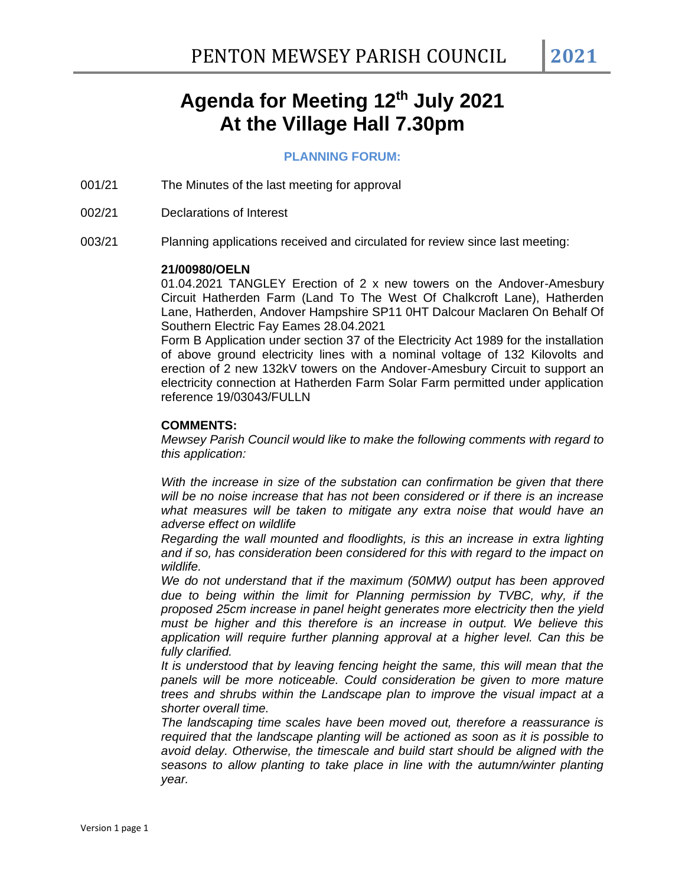# Agenda for Meeting 12th July 2021
# At the Village Hall 7.30pm

**PLANNING FORUM:**

001/21 The Minutes of the last meeting for approval

002/21 Declarations of Interest

003/21 Planning applications received and circulated for review since last meeting:

**21/00980/OELN**

01.04.2021 TANGLEY Erection of 2 x new towers on the Andover-Amesbury Circuit Hatherden Farm (Land To The West Of Chalkcroft Lane), Hatherden Lane, Hatherden, Andover Hampshire SP11 0HT Dalcour Maclaren On Behalf Of Southern Electric Fay Eames 28.04.2021

Form B Application under section 37 of the Electricity Act 1989 for the installation of above ground electricity lines with a nominal voltage of 132 Kilovolts and erection of 2 new 132kV towers on the Andover-Amesbury Circuit to support an electricity connection at Hatherden Farm Solar Farm permitted under application reference 19/03043/FULLN

**COMMENTS:**

*Mewsey Parish Council would like to make the following comments with regard to this application:*

*With the increase in size of the substation can confirmation be given that there will be no noise increase that has not been considered or if there is an increase what measures will be taken to mitigate any extra noise that would have an adverse effect on wildlife*

*Regarding the wall mounted and floodlights, is this an increase in extra lighting and if so, has consideration been considered for this with regard to the impact on wildlife.*

*We do not understand that if the maximum (50MW) output has been approved due to being within the limit for Planning permission by TVBC, why, if the proposed 25cm increase in panel height generates more electricity then the yield must be higher and this therefore is an increase in output. We believe this application will require further planning approval at a higher level. Can this be fully clarified.*

*It is understood that by leaving fencing height the same, this will mean that the panels will be more noticeable. Could consideration be given to more mature trees and shrubs within the Landscape plan to improve the visual impact at a shorter overall time.*

*The landscaping time scales have been moved out, therefore a reassurance is required that the landscape planting will be actioned as soon as it is possible to avoid delay. Otherwise, the timescale and build start should be aligned with the seasons to allow planting to take place in line with the autumn/winter planting year.*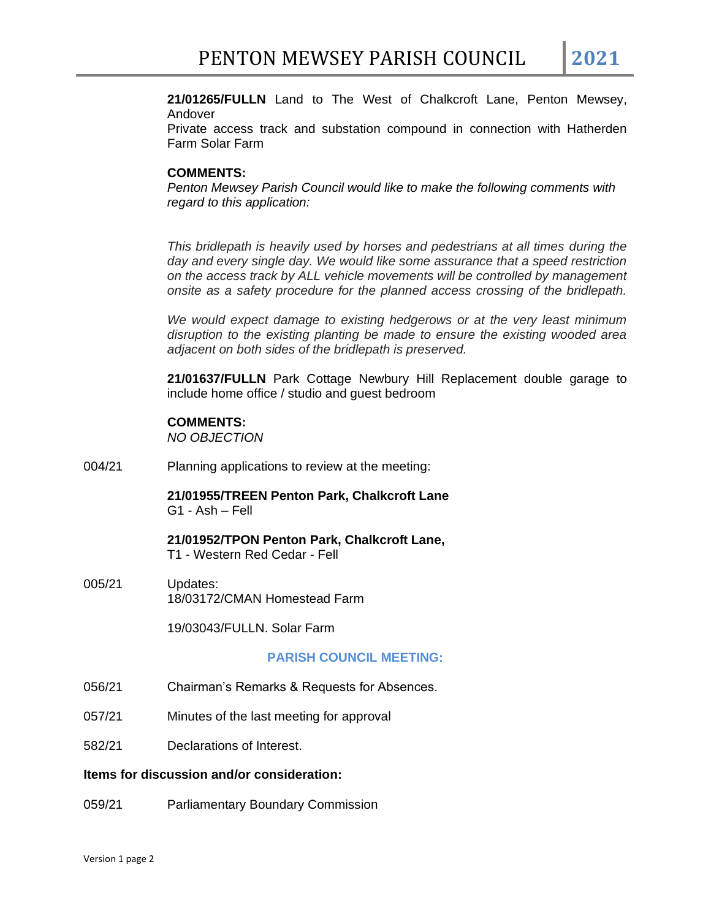**21/01265/FULLN** Land to The West of Chalkcroft Lane, Penton Mewsey, Andover
Private access track and substation compound in connection with Hatherden Farm Solar Farm

**COMMENTS:**
*Penton Mewsey Parish Council would like to make the following comments with regard to this application:*

*This bridlepath is heavily used by horses and pedestrians at all times during the day and every single day. We would like some assurance that a speed restriction on the access track by ALL vehicle movements will be controlled by management onsite as a safety procedure for the planned access crossing of the bridlepath.*

*We would expect damage to existing hedgerows or at the very least minimum disruption to the existing planting be made to ensure the existing wooded area adjacent on both sides of the bridlepath is preserved.*

**21/01637/FULLN** Park Cottage Newbury Hill Replacement double garage to include home office / studio and guest bedroom

**COMMENTS:**
*NO OBJECTION*

004/21 Planning applications to review at the meeting:

**21/01955/TREEN Penton Park, Chalkcroft Lane**
G1 - Ash – Fell

**21/01952/TPON Penton Park, Chalkcroft Lane,**
T1 - Western Red Cedar - Fell

005/21 Updates:
18/03172/CMAN Homestead Farm

19/03043/FULLN. Solar Farm

## PARISH COUNCIL MEETING:

056/21 Chairman's Remarks & Requests for Absences.

057/21 Minutes of the last meeting for approval

582/21 Declarations of Interest.

**Items for discussion and/or consideration:**

059/21 Parliamentary Boundary Commission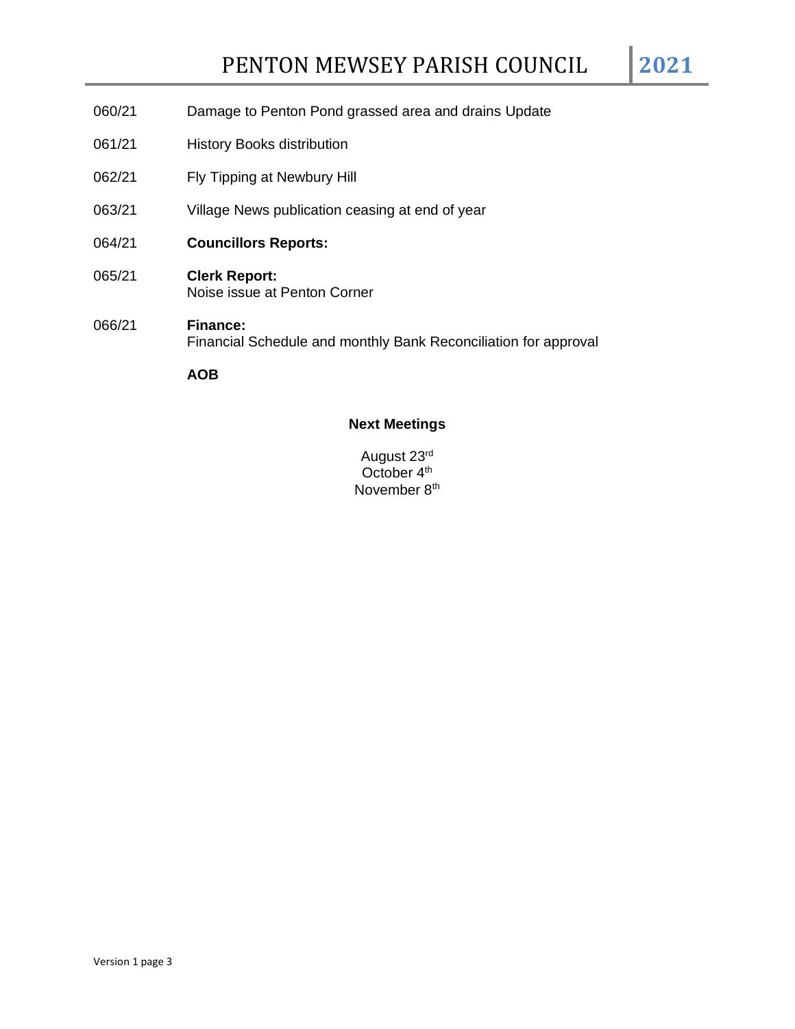060/21 Damage to Penton Pond grassed area and drains Update

061/21 History Books distribution

062/21 Fly Tipping at Newbury Hill

063/21 Village News publication ceasing at end of year

064/21 **Councillors Reports:**

065/21 **Clerk Report:**
Noise issue at Penton Corner

066/21 **Finance:**
Financial Schedule and monthly Bank Reconciliation for approval

**AOB**

**Next Meetings**

August 23rd
October 4th
November 8th